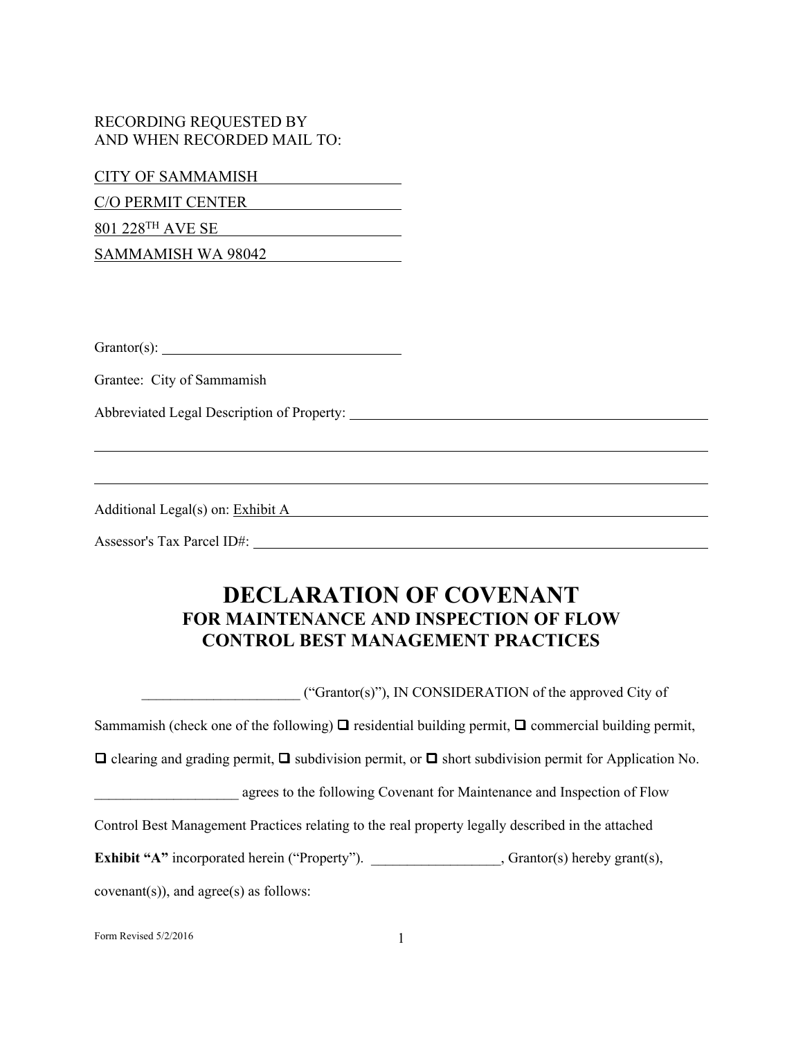RECORDING REQUESTED BY
AND WHEN RECORDED MAIL TO:

CITY OF SAMMAMISH
C/O PERMIT CENTER
801 228TH AVE SE
SAMMAMISH WA 98042

Grantor(s): ______________________________

Grantee: City of Sammamish

Abbreviated Legal Description of Property: ______________________________________________

______________________________________________________________________________

______________________________________________________________________________

Additional Legal(s) on: Exhibit A

Assessor's Tax Parcel ID#: ______________________________________________________

# DECLARATION OF COVENANT

## FOR MAINTENANCE AND INSPECTION OF FLOW CONTROL BEST MANAGEMENT PRACTICES

______________________ ("Grantor(s)"), IN CONSIDERATION of the approved City of Sammamish (check one of the following) ☐ residential building permit, ☐ commercial building permit, ☐ clearing and grading permit, ☐ subdivision permit, or ☐ short subdivision permit for Application No. ____________________ agrees to the following Covenant for Maintenance and Inspection of Flow Control Best Management Practices relating to the real property legally described in the attached **Exhibit "A"** incorporated herein ("Property"). __________________, Grantor(s) hereby grant(s), covenant(s)), and agree(s) as follows:

Form Revised 5/2/2016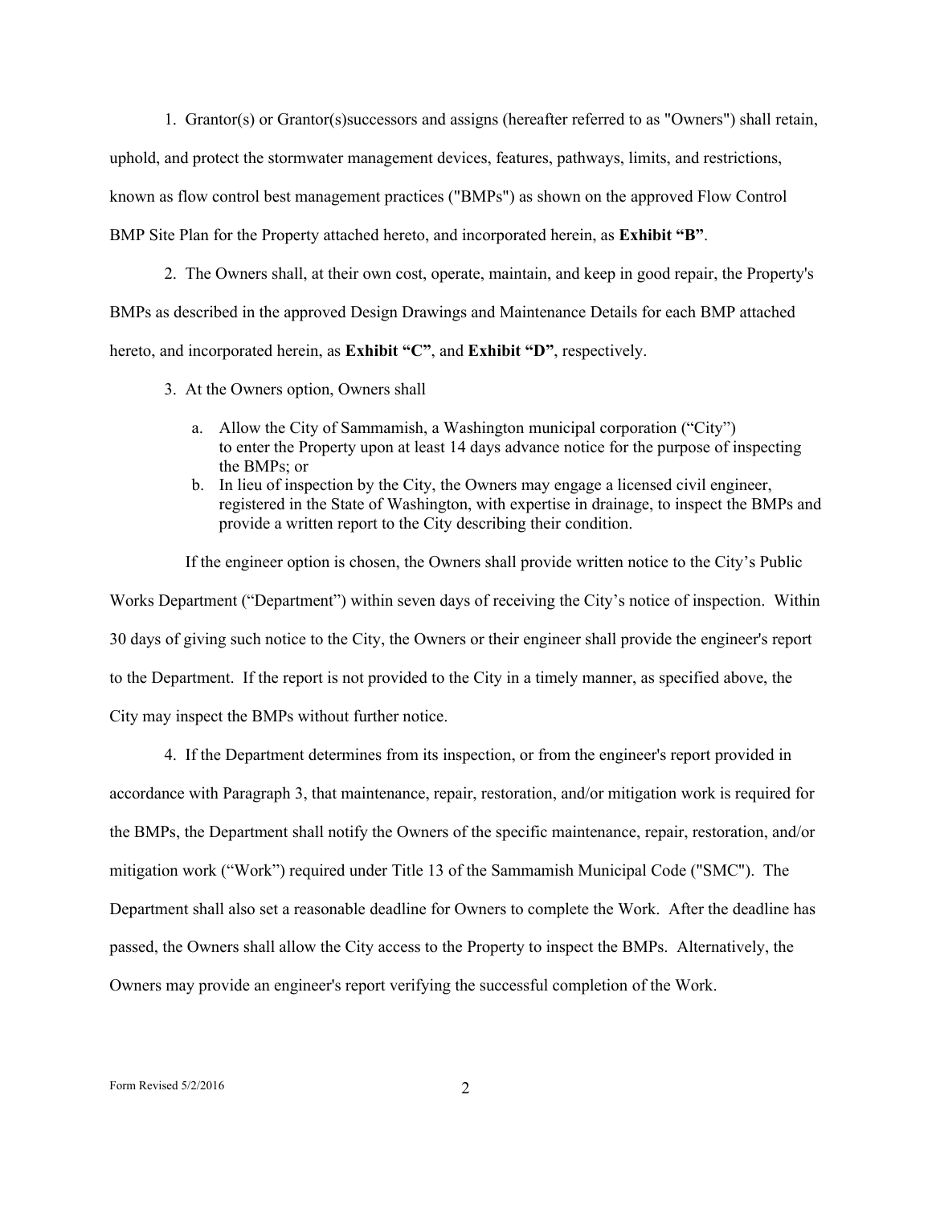1. Grantor(s) or Grantor(s)successors and assigns (hereafter referred to as "Owners") shall retain, uphold, and protect the stormwater management devices, features, pathways, limits, and restrictions, known as flow control best management practices ("BMPs") as shown on the approved Flow Control BMP Site Plan for the Property attached hereto, and incorporated herein, as **Exhibit "B"**.

2. The Owners shall, at their own cost, operate, maintain, and keep in good repair, the Property's BMPs as described in the approved Design Drawings and Maintenance Details for each BMP attached hereto, and incorporated herein, as **Exhibit "C"**, and **Exhibit "D"**, respectively.

3. At the Owners option, Owners shall

   a. Allow the City of Sammamish, a Washington municipal corporation ("City") to enter the Property upon at least 14 days advance notice for the purpose of inspecting the BMPs; or
   b. In lieu of inspection by the City, the Owners may engage a licensed civil engineer, registered in the State of Washington, with expertise in drainage, to inspect the BMPs and provide a written report to the City describing their condition.

   If the engineer option is chosen, the Owners shall provide written notice to the City's Public Works Department ("Department") within seven days of receiving the City's notice of inspection. Within 30 days of giving such notice to the City, the Owners or their engineer shall provide the engineer's report to the Department. If the report is not provided to the City in a timely manner, as specified above, the City may inspect the BMPs without further notice.

4. If the Department determines from its inspection, or from the engineer's report provided in accordance with Paragraph 3, that maintenance, repair, restoration, and/or mitigation work is required for the BMPs, the Department shall notify the Owners of the specific maintenance, repair, restoration, and/or mitigation work ("Work") required under Title 13 of the Sammamish Municipal Code ("SMC"). The Department shall also set a reasonable deadline for Owners to complete the Work. After the deadline has passed, the Owners shall allow the City access to the Property to inspect the BMPs. Alternatively, the Owners may provide an engineer's report verifying the successful completion of the Work.

Form Revised 5/2/2016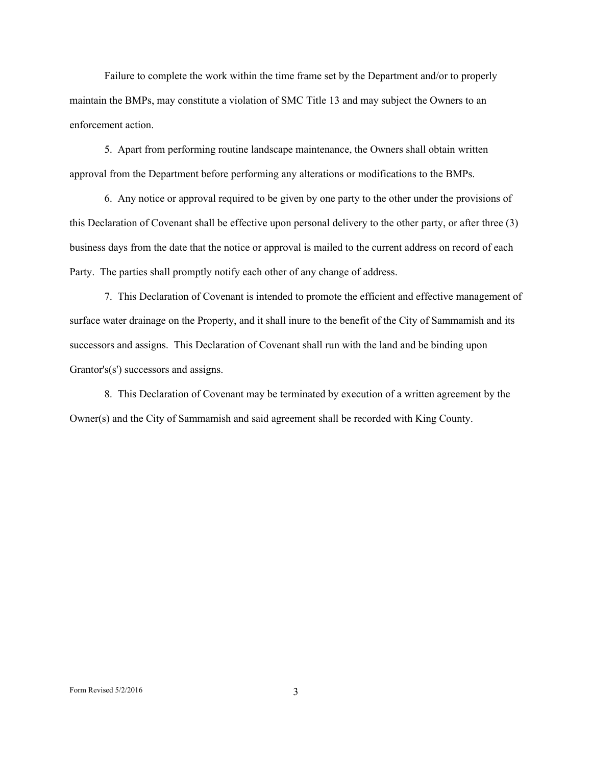Failure to complete the work within the time frame set by the Department and/or to properly maintain the BMPs, may constitute a violation of SMC Title 13 and may subject the Owners to an enforcement action.

5. Apart from performing routine landscape maintenance, the Owners shall obtain written approval from the Department before performing any alterations or modifications to the BMPs.

6. Any notice or approval required to be given by one party to the other under the provisions of this Declaration of Covenant shall be effective upon personal delivery to the other party, or after three (3) business days from the date that the notice or approval is mailed to the current address on record of each Party. The parties shall promptly notify each other of any change of address.

7. This Declaration of Covenant is intended to promote the efficient and effective management of surface water drainage on the Property, and it shall inure to the benefit of the City of Sammamish and its successors and assigns. This Declaration of Covenant shall run with the land and be binding upon Grantor's(s') successors and assigns.

8. This Declaration of Covenant may be terminated by execution of a written agreement by the Owner(s) and the City of Sammamish and said agreement shall be recorded with King County.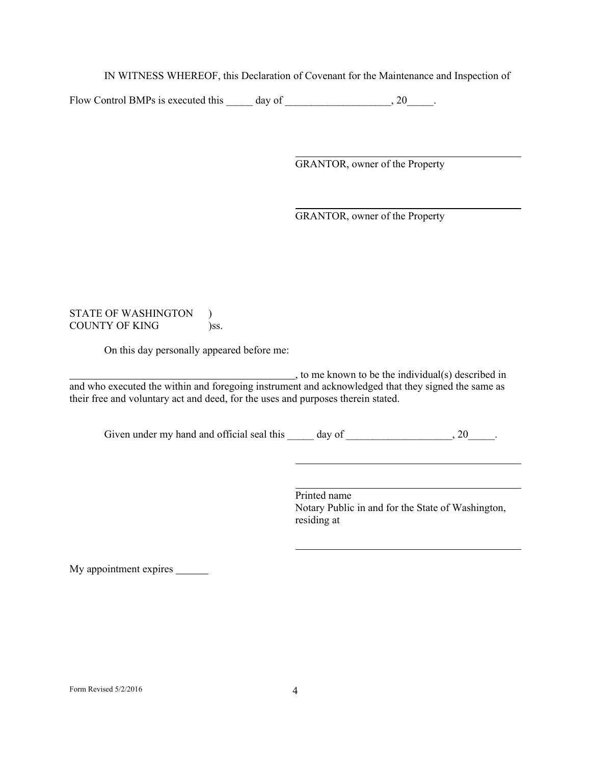IN WITNESS WHEREOF, this Declaration of Covenant for the Maintenance and Inspection of Flow Control BMPs is executed this _____ day of ____________________, 20_____.

\_\_\_\_\_\_\_\_\_\_\_\_\_\_\_\_\_\_\_\_\_\_\_\_\_\_\_\_\_\_\_\_\_\_\_\_\_\_\_\_\_\_\_\_

GRANTOR, owner of the Property

\_\_\_\_\_\_\_\_\_\_\_\_\_\_\_\_\_\_\_\_\_\_\_\_\_\_\_\_\_\_\_\_\_\_\_\_\_\_\_\_\_\_\_\_

GRANTOR, owner of the Property

STATE OF WASHINGTON )
COUNTY OF KING )ss.

On this day personally appeared before me:

____________________________________________, to me known to be the individual(s) described in and who executed the within and foregoing instrument and acknowledged that they signed the same as their free and voluntary act and deed, for the uses and purposes therein stated.

Given under my hand and official seal this _____ day of ____________________, 20_____.

\_\_\_\_\_\_\_\_\_\_\_\_\_\_\_\_\_\_\_\_\_\_\_\_\_\_\_\_\_\_\_\_\_\_\_\_\_\_\_\_\_\_\_\_

\_\_\_\_\_\_\_\_\_\_\_\_\_\_\_\_\_\_\_\_\_\_\_\_\_\_\_\_\_\_\_\_\_\_\_\_\_\_\_\_\_\_\_\_

Printed name
Notary Public in and for the State of Washington, residing at

\_\_\_\_\_\_\_\_\_\_\_\_\_\_\_\_\_\_\_\_\_\_\_\_\_\_\_\_\_\_\_\_\_\_\_\_\_\_\_\_\_\_\_\_

My appointment expires ______

Form Revised 5/2/2016